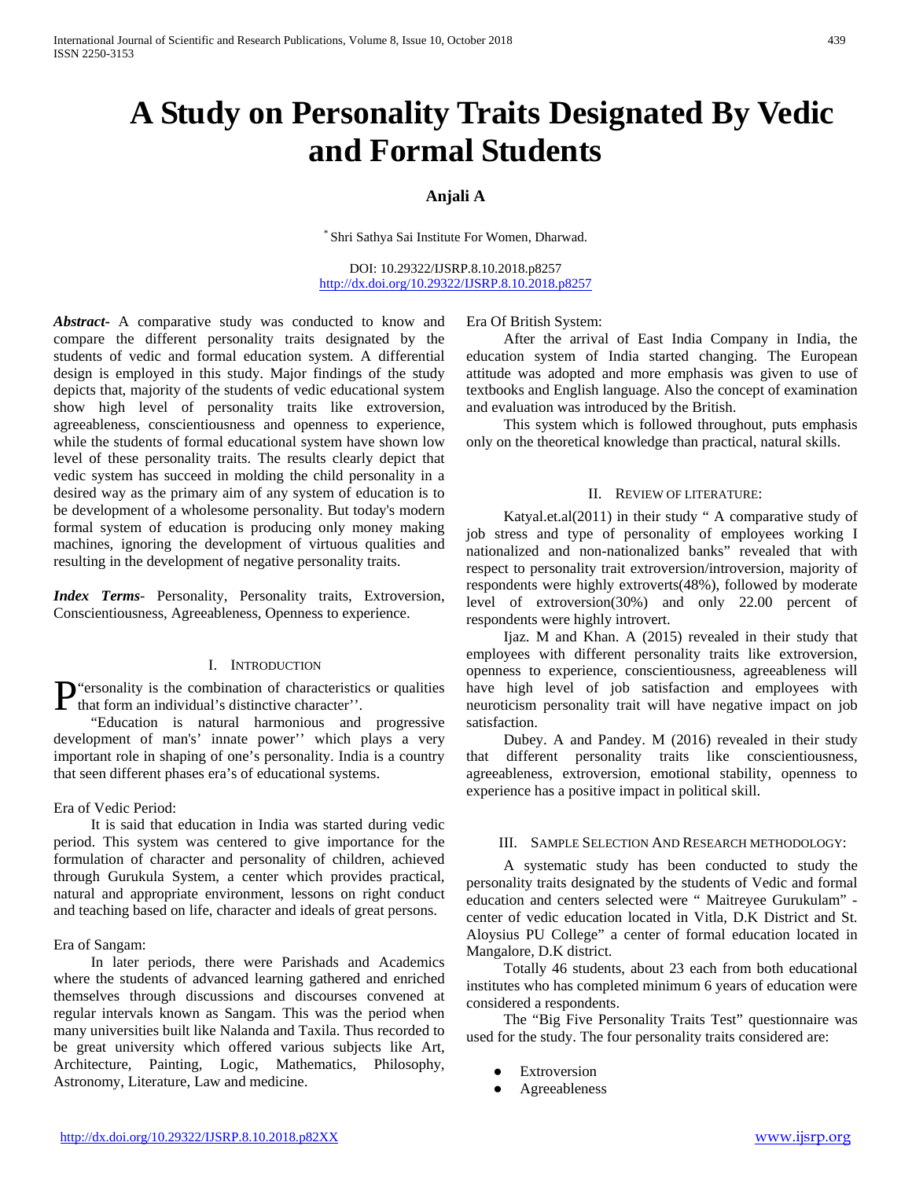# A Study on Personality Traits Designated By Vedic and Formal Students

**Anjali A**

[*] Shri Sathya Sai Institute For Women, Dharwad.

DOI: 10.29322/IJSRP.8.10.2018.p8257
http://dx.doi.org/10.29322/IJSRP.8.10.2018.p8257

***Abstract***- A comparative study was conducted to know and compare the different personality traits designated by the students of vedic and formal education system. A differential design is employed in this study. Major findings of the study depicts that, majority of the students of vedic educational system show high level of personality traits like extroversion, agreeableness, conscientiousness and openness to experience, while the students of formal educational system have shown low level of these personality traits. The results clearly depict that vedic system has succeed in molding the child personality in a desired way as the primary aim of any system of education is to be development of a wholesome personality. But today's modern formal system of education is producing only money making machines, ignoring the development of virtuous qualities and resulting in the development of negative personality traits.

***Index Terms***- Personality, Personality traits, Extroversion, Conscientiousness, Agreeableness, Openness to experience.

## I. Introduction

P"ersonality is the combination of characteristics or qualities that form an individual's distinctive character''.

"Education is natural harmonious and progressive development of man's' innate power'' which plays a very important role in shaping of one's personality. India is a country that seen different phases era's of educational systems.

Era of Vedic Period:

It is said that education in India was started during vedic period. This system was centered to give importance for the formulation of character and personality of children, achieved through Gurukula System, a center which provides practical, natural and appropriate environment, lessons on right conduct and teaching based on life, character and ideals of great persons.

Era of Sangam:

In later periods, there were Parishads and Academics where the students of advanced learning gathered and enriched themselves through discussions and discourses convened at regular intervals known as Sangam. This was the period when many universities built like Nalanda and Taxila. Thus recorded to be great university which offered various subjects like Art, Architecture, Painting, Logic, Mathematics, Philosophy, Astronomy, Literature, Law and medicine.

Era Of British System:

After the arrival of East India Company in India, the education system of India started changing. The European attitude was adopted and more emphasis was given to use of textbooks and English language. Also the concept of examination and evaluation was introduced by the British.

This system which is followed throughout, puts emphasis only on the theoretical knowledge than practical, natural skills.

## II. Review of literature:

Katyal.et.al(2011) in their study " A comparative study of job stress and type of personality of employees working I nationalized and non-nationalized banks" revealed that with respect to personality trait extroversion/introversion, majority of respondents were highly extroverts(48%), followed by moderate level of extroversion(30%) and only 22.00 percent of respondents were highly introvert.

Ijaz. M and Khan. A (2015) revealed in their study that employees with different personality traits like extroversion, openness to experience, conscientiousness, agreeableness will have high level of job satisfaction and employees with neuroticism personality trait will have negative impact on job satisfaction.

Dubey. A and Pandey. M (2016) revealed in their study that different personality traits like conscientiousness, agreeableness, extroversion, emotional stability, openness to experience has a positive impact in political skill.

## III. Sample Selection And Research methodology:

A systematic study has been conducted to study the personality traits designated by the students of Vedic and formal education and centers selected were " Maitreyee Gurukulam" - center of vedic education located in Vitla, D.K District and St. Aloysius PU College" a center of formal education located in Mangalore, D.K district.

Totally 46 students, about 23 each from both educational institutes who has completed minimum 6 years of education were considered a respondents.

The "Big Five Personality Traits Test" questionnaire was used for the study. The four personality traits considered are:

- Extroversion
- Agreeableness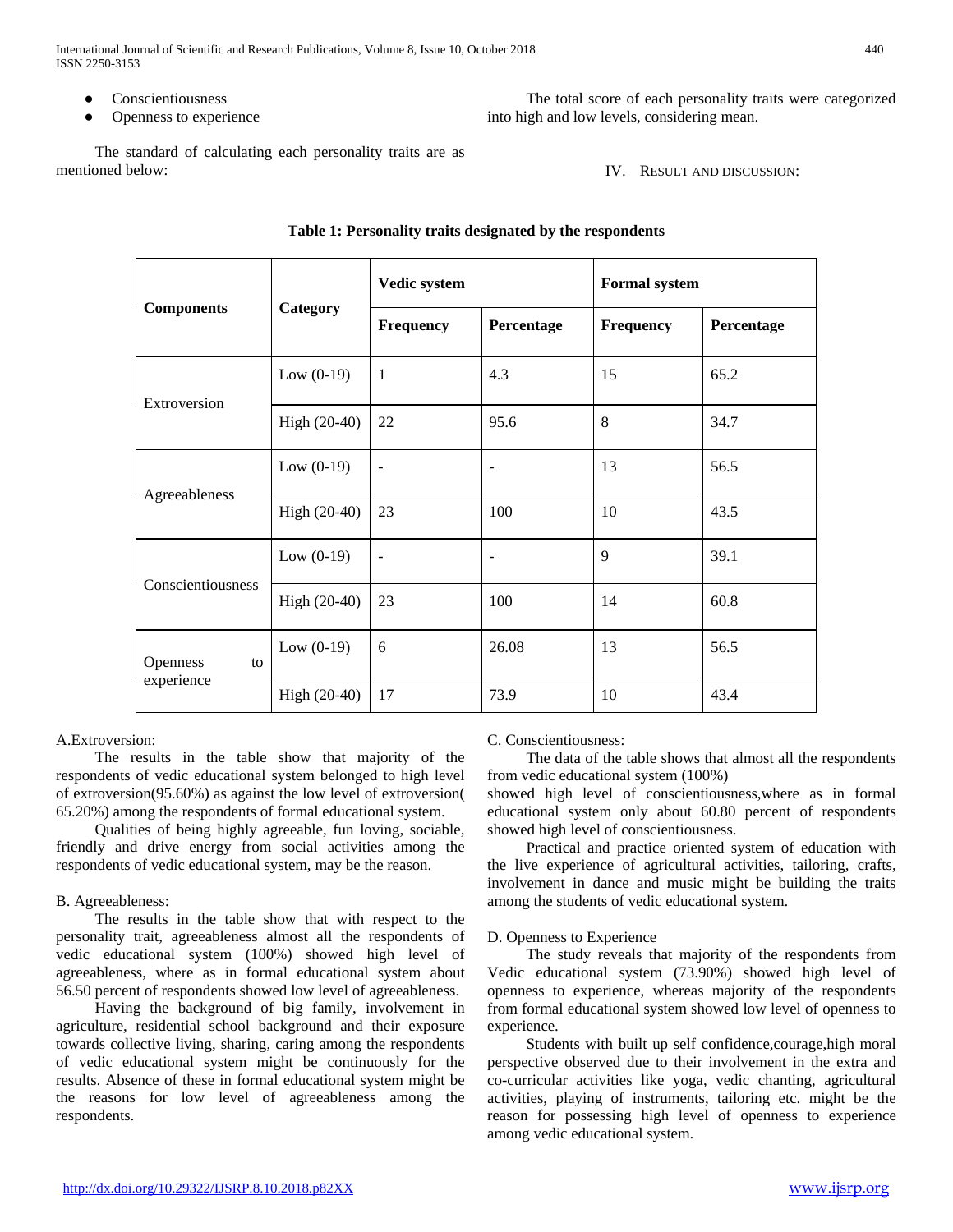- Conscientiousness
- Openness to experience

The standard of calculating each personality traits are as mentioned below:

The total score of each personality traits were categorized into high and low levels, considering mean.

## IV. Result and Discussion:

**Table 1: Personality traits designated by the respondents**

| Components | Category | Vedic system | | Formal system | |
|---|---|---|---|---|---|
| | | Frequency | Percentage | Frequency | Percentage |
| Extroversion | Low (0-19) | 1 | 4.3 | 15 | 65.2 |
| | High (20-40) | 22 | 95.6 | 8 | 34.7 |
| Agreeableness | Low (0-19) | - | - | 13 | 56.5 |
| | High (20-40) | 23 | 100 | 10 | 43.5 |
| Conscientiousness | Low (0-19) | - | - | 9 | 39.1 |
| | High (20-40) | 23 | 100 | 14 | 60.8 |
| Openness to experience | Low (0-19) | 6 | 26.08 | 13 | 56.5 |
| | High (20-40) | 17 | 73.9 | 10 | 43.4 |

A.Extroversion:

The results in the table show that majority of the respondents of vedic educational system belonged to high level of extroversion(95.60%) as against the low level of extroversion( 65.20%) among the respondents of formal educational system.

Qualities of being highly agreeable, fun loving, sociable, friendly and drive energy from social activities among the respondents of vedic educational system, may be the reason.

B. Agreeableness:

The results in the table show that with respect to the personality trait, agreeableness almost all the respondents of vedic educational system (100%) showed high level of agreeableness, where as in formal educational system about 56.50 percent of respondents showed low level of agreeableness.

Having the background of big family, involvement in agriculture, residential school background and their exposure towards collective living, sharing, caring among the respondents of vedic educational system might be continuously for the results. Absence of these in formal educational system might be the reasons for low level of agreeableness among the respondents.

C. Conscientiousness:

The data of the table shows that almost all the respondents from vedic educational system (100%)
showed high level of conscientiousness,where as in formal educational system only about 60.80 percent of respondents showed high level of conscientiousness.

Practical and practice oriented system of education with the live experience of agricultural activities, tailoring, crafts, involvement in dance and music might be building the traits among the students of vedic educational system.

D. Openness to Experience

The study reveals that majority of the respondents from Vedic educational system (73.90%) showed high level of openness to experience, whereas majority of the respondents from formal educational system showed low level of openness to experience.

Students with built up self confidence,courage,high moral perspective observed due to their involvement in the extra and co-curricular activities like yoga, vedic chanting, agricultural activities, playing of instruments, tailoring etc. might be the reason for possessing high level of openness to experience among vedic educational system.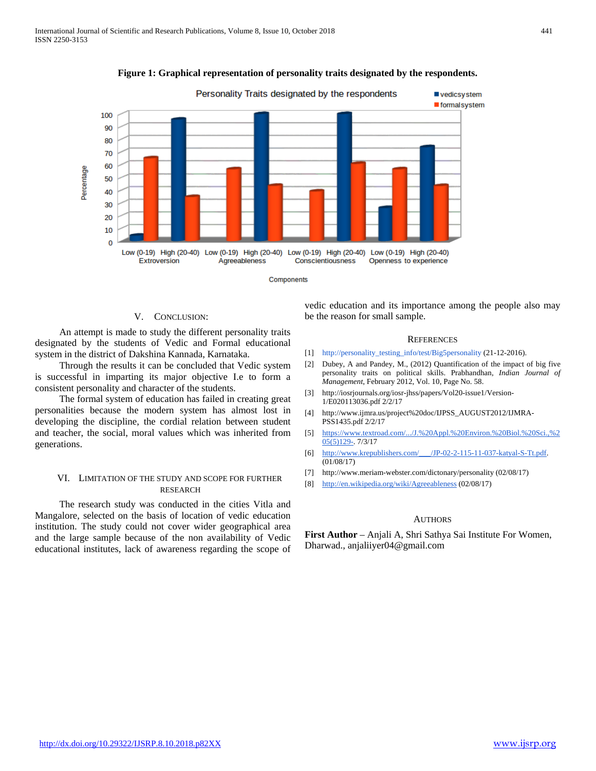**Figure 1: Graphical representation of personality traits designated by the respondents.**

Personality Traits designated by the respondents

vedicsystem
formalsystem

Percentage

100
90
80
70
60
50
40
30
20
10
0

Low (0-19) High (20-40) Low (0-19) High (20-40) Low (0-19) High (20-40) Low (0-19) High (20-40)
Extroversion Agreeableness Conscientiousness Openness to experience

Components

## V. CONCLUSION:

An attempt is made to study the different personality traits designated by the students of Vedic and Formal educational system in the district of Dakshina Kannada, Karnataka.

Through the results it can be concluded that Vedic system is successful in imparting its major objective I.e to form a consistent personality and character of the students.

The formal system of education has failed in creating great personalities because the modern system has almost lost in developing the discipline, the cordial relation between student and teacher, the social, moral values which was inherited from generations.

## VI. LIMITATION OF THE STUDY AND SCOPE FOR FURTHER RESEARCH

The research study was conducted in the cities Vitla and Mangalore, selected on the basis of location of vedic education institution. The study could not cover wider geographical area and the large sample because of the non availability of Vedic educational institutes, lack of awareness regarding the scope of vedic education and its importance among the people also may be the reason for small sample.

## REFERENCES

[1] http://personality_testing_info/test/Big5personality (21-12-2016).

[2] Dubey, A and Pandey, M., (2012) Quantification of the impact of big five personality traits on political skills. Prabhandhan, *Indian Journal of Management*, February 2012, Vol. 10, Page No. 58.

[3] http://iosrjournals.org/iosr-jhss/papers/Vol20-issue1/Version-1/E020113036.pdf 2/2/17

[4] http://www.ijmra.us/project%20doc/IJPSS_AUGUST2012/IJMRA-PSS1435.pdf 2/2/17

[5] https://www.textroad.com/.../J.%20Appl.%20Environ.%20Biol.%20Sci.,%205(5)129-. 7/3/17

[6] http://www.krepublishers.com/___/JP-02-2-115-11-037-katyal-S-Tt.pdf. (01/08/17)

[7] http://www.meriam-webster.com/dictonary/personality (02/08/17)

[8] http://en.wikipedia.org/wiki/Agreeableness (02/08/17)

## AUTHORS

**First Author** – Anjali A, Shri Sathya Sai Institute For Women, Dharwad., anjaliiyer04@gmail.com